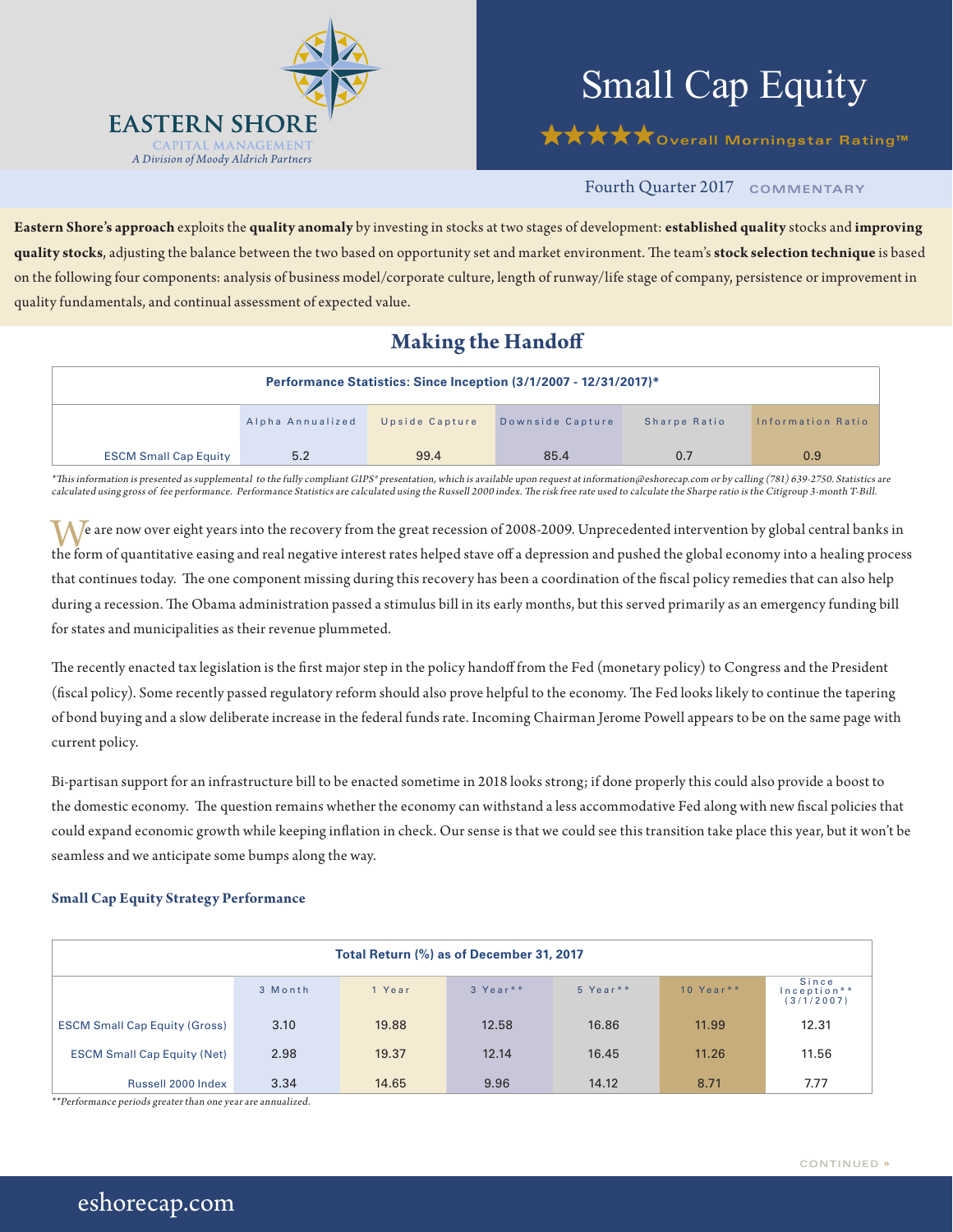EASTERN SHORE
CAPITAL MANAGEMENT
*A Division of Moody Aldrich Partners*

# Small Cap Equity

★★★★★ Overall Morningstar Rating™

Fourth Quarter 2017 COMMENTARY

**Eastern Shore's approach** exploits the **quality anomaly** by investing in stocks at two stages of development: **established quality** stocks and **improving quality stocks**, adjusting the balance between the two based on opportunity set and market environment. The team's **stock selection technique** is based on the following four components: analysis of business model/corporate culture, length of runway/life stage of company, persistence or improvement in quality fundamentals, and continual assessment of expected value.

## Making the Handoff

**Performance Statistics: Since Inception (3/1/2007 - 12/31/2017)***

| | Alpha Annualized | Upside Capture | Downside Capture | Sharpe Ratio | Information Ratio |
|---|---|---|---|---|---|
| ESCM Small Cap Equity | 5.2 | 99.4 | 85.4 | 0.7 | 0.9 |

*\*This information is presented as supplemental to the fully compliant GIPS® presentation, which is available upon request at information@eshorecap.com or by calling (781) 639-2750. Statistics are calculated using gross of fee performance. Performance Statistics are calculated using the Russell 2000 index. The risk free rate used to calculate the Sharpe ratio is the Citigroup 3-month T-Bill.*

We are now over eight years into the recovery from the great recession of 2008-2009. Unprecedented intervention by global central banks in the form of quantitative easing and real negative interest rates helped stave off a depression and pushed the global economy into a healing process that continues today. The one component missing during this recovery has been a coordination of the fiscal policy remedies that can also help during a recession. The Obama administration passed a stimulus bill in its early months, but this served primarily as an emergency funding bill for states and municipalities as their revenue plummeted.

The recently enacted tax legislation is the first major step in the policy handoff from the Fed (monetary policy) to Congress and the President (fiscal policy). Some recently passed regulatory reform should also prove helpful to the economy. The Fed looks likely to continue the tapering of bond buying and a slow deliberate increase in the federal funds rate. Incoming Chairman Jerome Powell appears to be on the same page with current policy.

Bi-partisan support for an infrastructure bill to be enacted sometime in 2018 looks strong; if done properly this could also provide a boost to the domestic economy. The question remains whether the economy can withstand a less accommodative Fed along with new fiscal policies that could expand economic growth while keeping inflation in check. Our sense is that we could see this transition take place this year, but it won't be seamless and we anticipate some bumps along the way.

### Small Cap Equity Strategy Performance

**Total Return (%) as of December 31, 2017**

| | 3 Month | 1 Year | 3 Year** | 5 Year** | 10 Year** | Since Inception** (3/1/2007) |
|---|---|---|---|---|---|---|
| ESCM Small Cap Equity (Gross) | 3.10 | 19.88 | 12.58 | 16.86 | 11.99 | 12.31 |
| ESCM Small Cap Equity (Net) | 2.98 | 19.37 | 12.14 | 16.45 | 11.26 | 11.56 |
| Russell 2000 Index | 3.34 | 14.65 | 9.96 | 14.12 | 8.71 | 7.77 |

*\*\*Performance periods greater than one year are annualized.*

CONTINUED »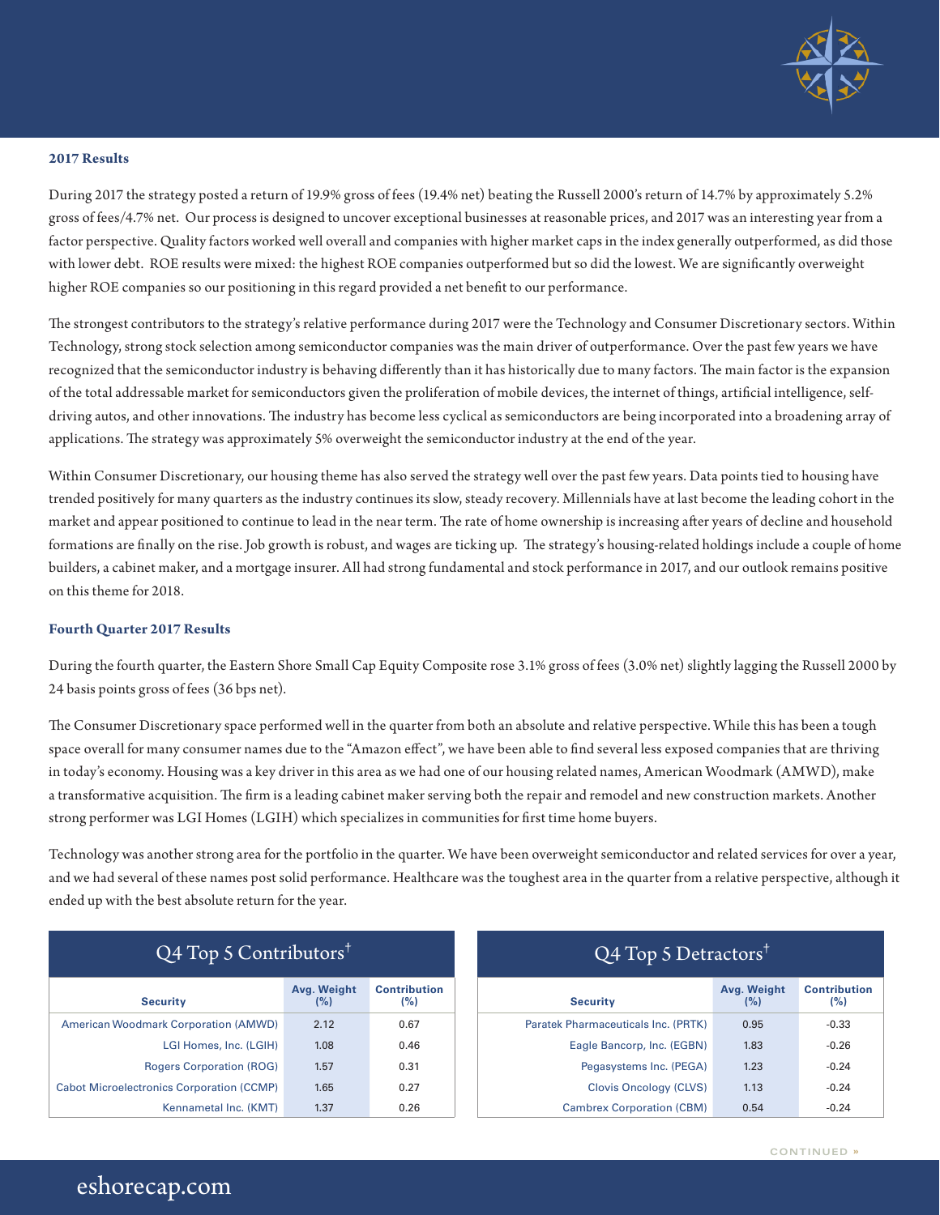## 2017 Results

During 2017 the strategy posted a return of 19.9% gross of fees (19.4% net) beating the Russell 2000's return of 14.7% by approximately 5.2% gross of fees/4.7% net. Our process is designed to uncover exceptional businesses at reasonable prices, and 2017 was an interesting year from a factor perspective. Quality factors worked well overall and companies with higher market caps in the index generally outperformed, as did those with lower debt. ROE results were mixed: the highest ROE companies outperformed but so did the lowest. We are significantly overweight higher ROE companies so our positioning in this regard provided a net benefit to our performance.

The strongest contributors to the strategy's relative performance during 2017 were the Technology and Consumer Discretionary sectors. Within Technology, strong stock selection among semiconductor companies was the main driver of outperformance. Over the past few years we have recognized that the semiconductor industry is behaving differently than it has historically due to many factors. The main factor is the expansion of the total addressable market for semiconductors given the proliferation of mobile devices, the internet of things, artificial intelligence, self-driving autos, and other innovations. The industry has become less cyclical as semiconductors are being incorporated into a broadening array of applications. The strategy was approximately 5% overweight the semiconductor industry at the end of the year.

Within Consumer Discretionary, our housing theme has also served the strategy well over the past few years. Data points tied to housing have trended positively for many quarters as the industry continues its slow, steady recovery. Millennials have at last become the leading cohort in the market and appear positioned to continue to lead in the near term. The rate of home ownership is increasing after years of decline and household formations are finally on the rise. Job growth is robust, and wages are ticking up. The strategy's housing-related holdings include a couple of home builders, a cabinet maker, and a mortgage insurer. All had strong fundamental and stock performance in 2017, and our outlook remains positive on this theme for 2018.

## Fourth Quarter 2017 Results

During the fourth quarter, the Eastern Shore Small Cap Equity Composite rose 3.1% gross of fees (3.0% net) slightly lagging the Russell 2000 by 24 basis points gross of fees (36 bps net).

The Consumer Discretionary space performed well in the quarter from both an absolute and relative perspective. While this has been a tough space overall for many consumer names due to the "Amazon effect", we have been able to find several less exposed companies that are thriving in today's economy. Housing was a key driver in this area as we had one of our housing related names, American Woodmark (AMWD), make a transformative acquisition. The firm is a leading cabinet maker serving both the repair and remodel and new construction markets. Another strong performer was LGI Homes (LGIH) which specializes in communities for first time home buyers.

Technology was another strong area for the portfolio in the quarter. We have been overweight semiconductor and related services for over a year, and we had several of these names post solid performance. Healthcare was the toughest area in the quarter from a relative perspective, although it ended up with the best absolute return for the year.

**Q4 Top 5 Contributors†**

| Security | Avg. Weight (%) | Contribution (%) |
|---|---|---|
| American Woodmark Corporation (AMWD) | 2.12 | 0.67 |
| LGI Homes, Inc. (LGIH) | 1.08 | 0.46 |
| Rogers Corporation (ROG) | 1.57 | 0.31 |
| Cabot Microelectronics Corporation (CCMP) | 1.65 | 0.27 |
| Kennametal Inc. (KMT) | 1.37 | 0.26 |

**Q4 Top 5 Detractors†**

| Security | Avg. Weight (%) | Contribution (%) |
|---|---|---|
| Paratek Pharmaceuticals Inc. (PRTK) | 0.95 | -0.33 |
| Eagle Bancorp, Inc. (EGBN) | 1.83 | -0.26 |
| Pegasystems Inc. (PEGA) | 1.23 | -0.24 |
| Clovis Oncology (CLVS) | 1.13 | -0.24 |
| Cambrex Corporation (CBM) | 0.54 | -0.24 |

CONTINUED »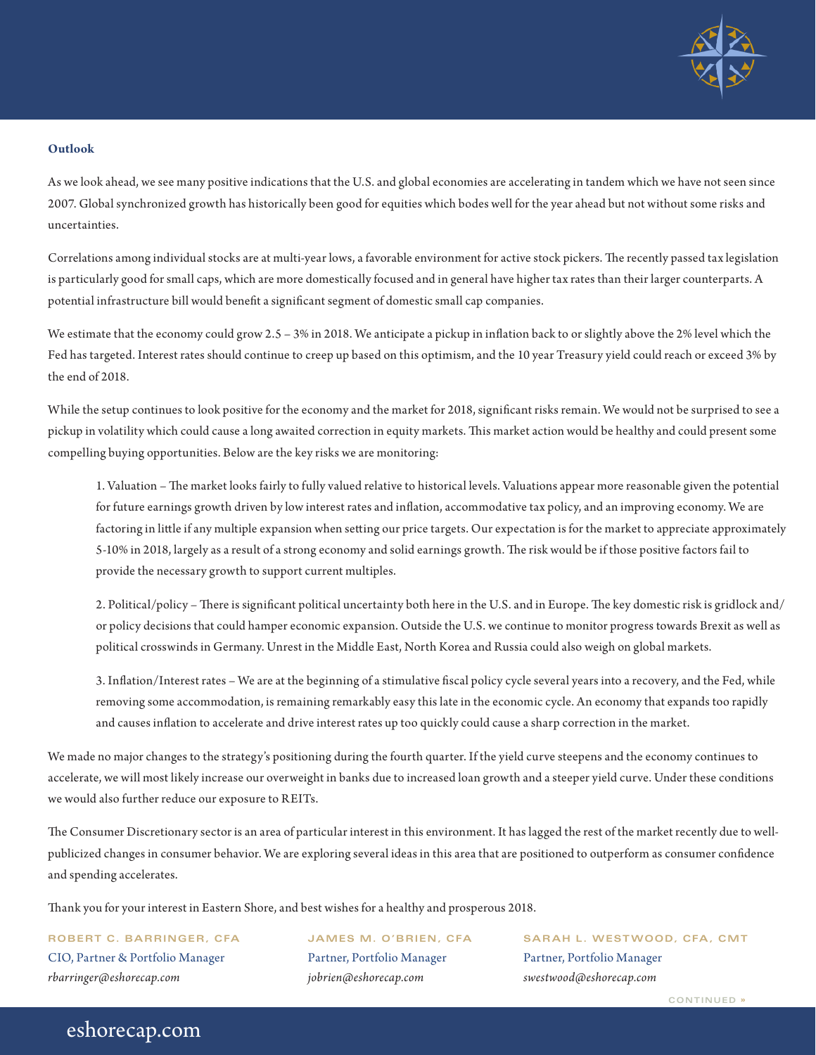**Outlook**

As we look ahead, we see many positive indications that the U.S. and global economies are accelerating in tandem which we have not seen since 2007. Global synchronized growth has historically been good for equities which bodes well for the year ahead but not without some risks and uncertainties.

Correlations among individual stocks are at multi-year lows, a favorable environment for active stock pickers. The recently passed tax legislation is particularly good for small caps, which are more domestically focused and in general have higher tax rates than their larger counterparts. A potential infrastructure bill would benefit a significant segment of domestic small cap companies.

We estimate that the economy could grow 2.5 – 3% in 2018. We anticipate a pickup in inflation back to or slightly above the 2% level which the Fed has targeted. Interest rates should continue to creep up based on this optimism, and the 10 year Treasury yield could reach or exceed 3% by the end of 2018.

While the setup continues to look positive for the economy and the market for 2018, significant risks remain. We would not be surprised to see a pickup in volatility which could cause a long awaited correction in equity markets. This market action would be healthy and could present some compelling buying opportunities. Below are the key risks we are monitoring:

> 1. Valuation – The market looks fairly to fully valued relative to historical levels. Valuations appear more reasonable given the potential for future earnings growth driven by low interest rates and inflation, accommodative tax policy, and an improving economy. We are factoring in little if any multiple expansion when setting our price targets. Our expectation is for the market to appreciate approximately 5-10% in 2018, largely as a result of a strong economy and solid earnings growth. The risk would be if those positive factors fail to provide the necessary growth to support current multiples.
>
> 2. Political/policy – There is significant political uncertainty both here in the U.S. and in Europe. The key domestic risk is gridlock and/or policy decisions that could hamper economic expansion. Outside the U.S. we continue to monitor progress towards Brexit as well as political crosswinds in Germany. Unrest in the Middle East, North Korea and Russia could also weigh on global markets.
>
> 3. Inflation/Interest rates – We are at the beginning of a stimulative fiscal policy cycle several years into a recovery, and the Fed, while removing some accommodation, is remaining remarkably easy this late in the economic cycle. An economy that expands too rapidly and causes inflation to accelerate and drive interest rates up too quickly could cause a sharp correction in the market.

We made no major changes to the strategy's positioning during the fourth quarter. If the yield curve steepens and the economy continues to accelerate, we will most likely increase our overweight in banks due to increased loan growth and a steeper yield curve. Under these conditions we would also further reduce our exposure to REITs.

The Consumer Discretionary sector is an area of particular interest in this environment. It has lagged the rest of the market recently due to well-publicized changes in consumer behavior. We are exploring several ideas in this area that are positioned to outperform as consumer confidence and spending accelerates.

Thank you for your interest in Eastern Shore, and best wishes for a healthy and prosperous 2018.

**ROBERT C. BARRINGER, CFA**
CIO, Partner & Portfolio Manager
*rbarringer@eshorecap.com*

**JAMES M. O'BRIEN, CFA**
Partner, Portfolio Manager
*jobrien@eshorecap.com*

**SARAH L. WESTWOOD, CFA, CMT**
Partner, Portfolio Manager
*swestwood@eshorecap.com*

CONTINUED »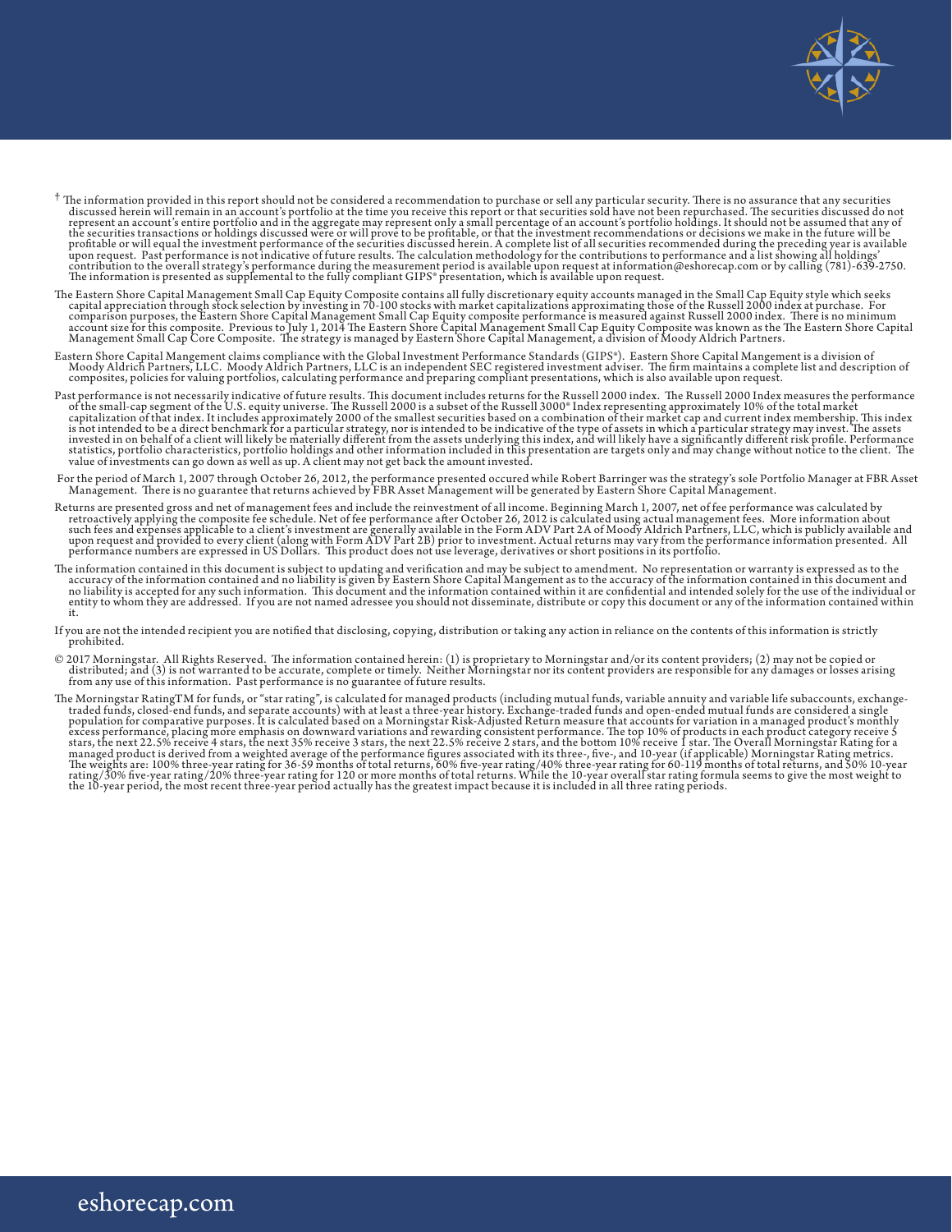† The information provided in this report should not be considered a recommendation to purchase or sell any particular security. There is no assurance that any securities discussed herein will remain in an account's portfolio at the time you receive this report or that securities sold have not been repurchased. The securities discussed do not represent an account's entire portfolio and in the aggregate may represent only a small percentage of an account's portfolio holdings. It should not be assumed that any of the securities transactions or holdings discussed were or will prove to be profitable, or that the investment recommendations or decisions we make in the future will be profitable or will equal the investment performance of the securities discussed herein. A complete list of all securities recommended during the preceding year is available upon request. Past performance is not indicative of future results. The calculation methodology for the contributions to performance and a list showing all holdings' contribution to the overall strategy's performance during the measurement period is available upon request at information@eshorecap.com or by calling (781)-639-2750. The information is presented as supplemental to the fully compliant GIPS® presentation, which is available upon request.

The Eastern Shore Capital Management Small Cap Equity Composite contains all fully discretionary equity accounts managed in the Small Cap Equity style which seeks capital appreciation through stock selection by investing in 70-100 stocks with market capitalizations approximating those of the Russell 2000 index at purchase. For comparison purposes, the Eastern Shore Capital Management Small Cap Equity composite performance is measured against Russell 2000 index. There is no minimum account size for this composite. Previous to July 1, 2014 The Eastern Shore Capital Management Small Cap Equity Composite was known as the The Eastern Shore Capital Management Small Cap Core Composite. The strategy is managed by Eastern Shore Capital Management, a division of Moody Aldrich Partners.

Eastern Shore Capital Mangement claims compliance with the Global Investment Performance Standards (GIPS®). Eastern Shore Capital Mangement is a division of Moody Aldrich Partners, LLC. Moody Aldrich Partners, LLC is an independent SEC registered investment adviser. The firm maintains a complete list and description of composites, policies for valuing portfolios, calculating performance and preparing compliant presentations, which is also available upon request.

Past performance is not necessarily indicative of future results. This document includes returns for the Russell 2000 index. The Russell 2000 Index measures the performance of the small-cap segment of the U.S. equity universe. The Russell 2000 is a subset of the Russell 3000® Index representing approximately 10% of the total market capitalization of that index. It includes approximately 2000 of the smallest securities based on a combination of their market cap and current index membership. This index is not intended to be a direct benchmark for a particular strategy, nor is intended to be indicative of the type of assets in which a particular strategy may invest. The assets invested in on behalf of a client will likely be materially different from the assets underlying this index, and will likely have a significantly different risk profile. Performance statistics, portfolio characteristics, portfolio holdings and other information included in this presentation are targets only and may change without notice to the client. The value of investments can go down as well as up. A client may not get back the amount invested.

For the period of March 1, 2007 through October 26, 2012, the performance presented occured while Robert Barringer was the strategy's sole Portfolio Manager at FBR Asset Management. There is no guarantee that returns achieved by FBR Asset Management will be generated by Eastern Shore Capital Management.

Returns are presented gross and net of management fees and include the reinvestment of all income. Beginning March 1, 2007, net of fee performance was calculated by retroactively applying the composite fee schedule. Net of fee performance after October 26, 2012 is calculated using actual management fees. More information about such fees and expenses applicable to a client's investment are generally available in the Form ADV Part 2A of Moody Aldrich Partners, LLC, which is publicly available and upon request and provided to every client (along with Form ADV Part 2B) prior to investment. Actual returns may vary from the performance information presented. All performance numbers are expressed in US Dollars. This product does not use leverage, derivatives or short positions in its portfolio.

The information contained in this document is subject to updating and verification and may be subject to amendment. No representation or warranty is expressed as to the accuracy of the information contained and no liability is given by Eastern Shore Capital Mangement as to the accuracy of the information contained in this document and no liability is accepted for any such information. This document and the information contained within it are confidential and intended solely for the use of the individual or entity to whom they are addressed. If you are not named adressee you should not disseminate, distribute or copy this document or any of the information contained within it.

If you are not the intended recipient you are notified that disclosing, copying, distribution or taking any action in reliance on the contents of this information is strictly prohibited.

© 2017 Morningstar. All Rights Reserved. The information contained herein: (1) is proprietary to Morningstar and/or its content providers; (2) may not be copied or distributed; and (3) is not warranted to be accurate, complete or timely. Neither Morningstar nor its content providers are responsible for any damages or losses arising from any use of this information. Past performance is no guarantee of future results.

The Morningstar RatingTM for funds, or "star rating", is calculated for managed products (including mutual funds, variable annuity and variable life subaccounts, exchange-traded funds, closed-end funds, and separate accounts) with at least a three-year history. Exchange-traded funds and open-ended mutual funds are considered a single population for comparative purposes. It is calculated based on a Morningstar Risk-Adjusted Return measure that accounts for variation in a managed product's monthly excess performance, placing more emphasis on downward variations and rewarding consistent performance. The top 10% of products in each product category receive 5 stars, the next 22.5% receive 4 stars, the next 35% receive 3 stars, the next 22.5% receive 2 stars, and the bottom 10% receive 1 star. The Overall Morningstar Rating for a managed product is derived from a weighted average of the performance figures associated with its three-, five-, and 10-year (if applicable) Morningstar Rating metrics. The weights are: 100% three-year rating for 36-59 months of total returns, 60% five-year rating/40% three-year rating for 60-119 months of total returns, and 50% 10-year rating/30% five-year rating/20% three-year rating for 120 or more months of total returns. While the 10-year overall star rating formula seems to give the most weight to the 10-year period, the most recent three-year period actually has the greatest impact because it is included in all three rating periods.

eshorecap.com